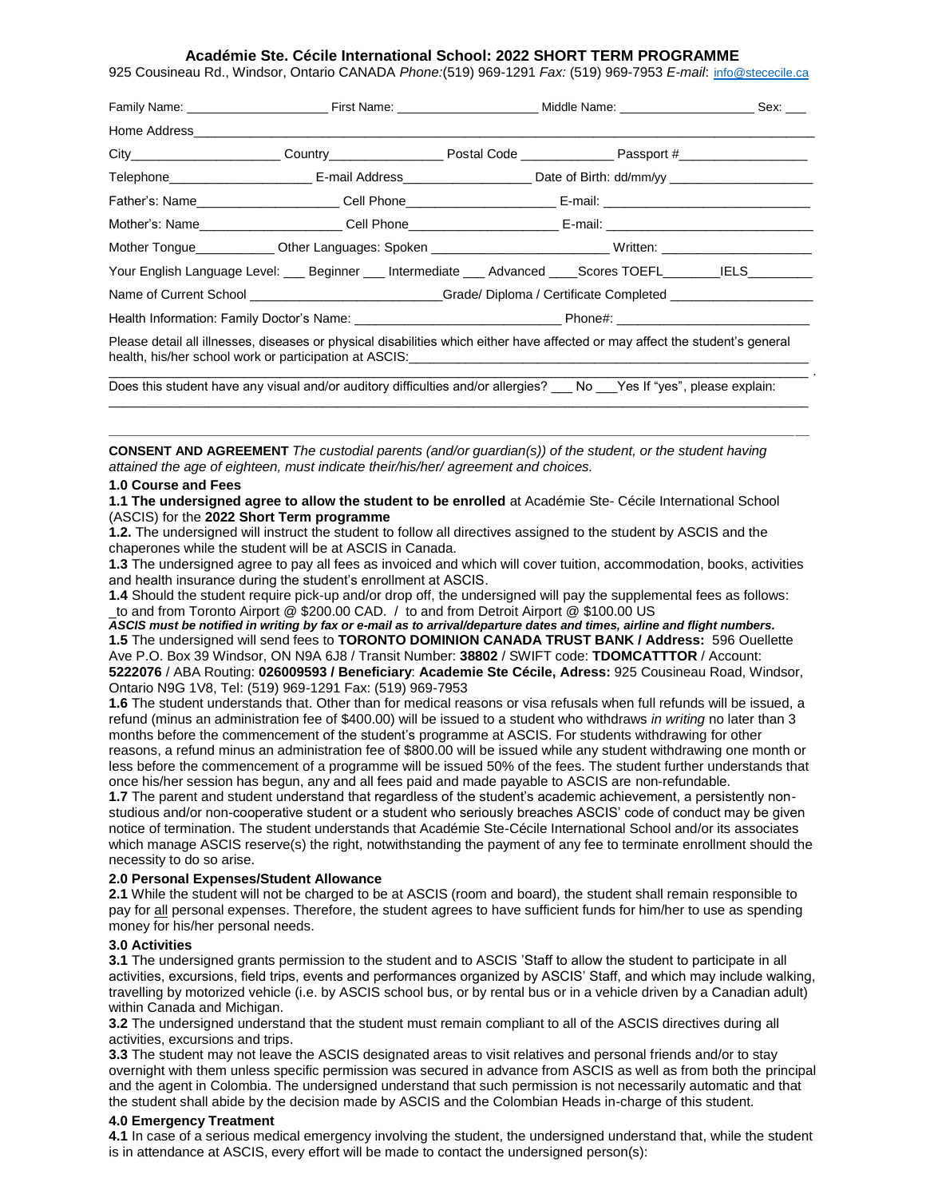**Académie Ste. Cécile International School: 2022 SHORT TERM PROGRAMME**

925 Cousineau Rd., Windsor, Ontario CANADA *Phone:*(519) 969-1291 *Fax:* (519) 969-7953 *E-mail*: info@stececile.ca

Family Name: ____________________ First Name: ____________________ Middle Name: ____________________ Sex: ___

Home Address________________________________________________________________________________

City____________________ Country________________ Postal Code _____________ Passport #_________________

Telephone____________________ E-mail Address_________________ Date of Birth: dd/mm/yy ____________________

Father's: Name____________________ Cell Phone____________________ E-mail: ____________________________

Mother's: Name____________________ Cell Phone____________________ E-mail: ____________________________

Mother Tongue___________ Other Languages: Spoken ________________________ Written: _____________________

Your English Language Level: ___ Beginner ___ Intermediate ___ Advanced ____Scores TOEFL________IELS_________

Name of Current School __________________________Grade/ Diploma / Certificate Completed ____________________

Health Information: Family Doctor's Name: ____________________________ Phone#: __________________________

Please detail all illnesses, diseases or physical disabilities which either have affected or may affect the student's general health, his/her school work or participation at ASCIS:_______________________________________________________

______________________________________________________________________________________________ .

Does this student have any visual and/or auditory difficulties and/or allergies? ___ No ___Yes If "yes", please explain:

______________________________________________________________________________________________

**CONSENT AND AGREEMENT** *The custodial parents (and/or guardian(s)) of the student, or the student having attained the age of eighteen, must indicate their/his/her/ agreement and choices.*

**1.0 Course and Fees**

**1.1 The undersigned agree to allow the student to be enrolled** at Académie Ste- Cécile International School (ASCIS) for the **2022 Short Term programme**

**1.2.** The undersigned will instruct the student to follow all directives assigned to the student by ASCIS and the chaperones while the student will be at ASCIS in Canada.

**1.3** The undersigned agree to pay all fees as invoiced and which will cover tuition, accommodation, books, activities and health insurance during the student's enrollment at ASCIS.

**1.4** Should the student require pick-up and/or drop off, the undersigned will pay the supplemental fees as follows: _to and from Toronto Airport @ $200.00 CAD. / to and from Detroit Airport @ $100.00 US

***ASCIS must be notified in writing by fax or e-mail as to arrival/departure dates and times, airline and flight numbers.***

**1.5** The undersigned will send fees to **TORONTO DOMINION CANADA TRUST BANK / Address:** 596 Ouellette Ave P.O. Box 39 Windsor, ON N9A 6J8 / Transit Number: **38802** / SWIFT code: **TDOMCATTTOR** / Account: **5222076** / ABA Routing: **026009593 / Beneficiary**: **Academie Ste Cécile, Adress:** 925 Cousineau Road, Windsor, Ontario N9G 1V8, Tel: (519) 969-1291 Fax: (519) 969-7953

**1.6** The student understands that. Other than for medical reasons or visa refusals when full refunds will be issued, a refund (minus an administration fee of $400.00) will be issued to a student who withdraws *in writing* no later than 3 months before the commencement of the student's programme at ASCIS. For students withdrawing for other reasons, a refund minus an administration fee of $800.00 will be issued while any student withdrawing one month or less before the commencement of a programme will be issued 50% of the fees. The student further understands that once his/her session has begun, any and all fees paid and made payable to ASCIS are non-refundable.

**1.7** The parent and student understand that regardless of the student's academic achievement, a persistently non-studious and/or non-cooperative student or a student who seriously breaches ASCIS' code of conduct may be given notice of termination. The student understands that Académie Ste-Cécile International School and/or its associates which manage ASCIS reserve(s) the right, notwithstanding the payment of any fee to terminate enrollment should the necessity to do so arise.

**2.0 Personal Expenses/Student Allowance**

**2.1** While the student will not be charged to be at ASCIS (room and board), the student shall remain responsible to pay for all personal expenses. Therefore, the student agrees to have sufficient funds for him/her to use as spending money for his/her personal needs.

**3.0 Activities**

**3.1** The undersigned grants permission to the student and to ASCIS 'Staff to allow the student to participate in all activities, excursions, field trips, events and performances organized by ASCIS' Staff, and which may include walking, travelling by motorized vehicle (i.e. by ASCIS school bus, or by rental bus or in a vehicle driven by a Canadian adult) within Canada and Michigan.

**3.2** The undersigned understand that the student must remain compliant to all of the ASCIS directives during all activities, excursions and trips.

**3.3** The student may not leave the ASCIS designated areas to visit relatives and personal friends and/or to stay overnight with them unless specific permission was secured in advance from ASCIS as well as from both the principal and the agent in Colombia. The undersigned understand that such permission is not necessarily automatic and that the student shall abide by the decision made by ASCIS and the Colombian Heads in-charge of this student.

**4.0 Emergency Treatment**

**4.1** In case of a serious medical emergency involving the student, the undersigned understand that, while the student is in attendance at ASCIS, every effort will be made to contact the undersigned person(s):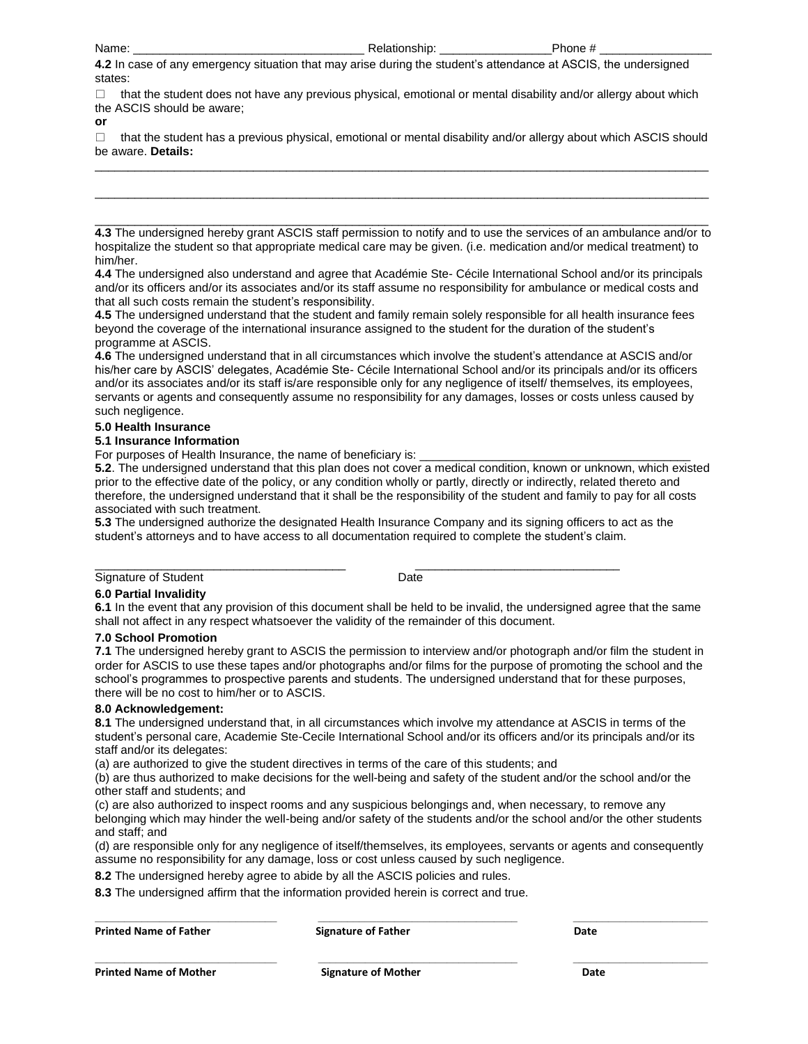Name: ___________________________________ Relationship: _________________Phone # _________________

**4.2** In case of any emergency situation that may arise during the student's attendance at ASCIS, the undersigned states:

☐ that the student does not have any previous physical, emotional or mental disability and/or allergy about which the ASCIS should be aware;

**or**

☐ that the student has a previous physical, emotional or mental disability and/or allergy about which ASCIS should be aware. **Details:**

_____________________________________________________________________________________________

_____________________________________________________________________________________________

_____________________________________________________________________________________________

**4.3** The undersigned hereby grant ASCIS staff permission to notify and to use the services of an ambulance and/or to hospitalize the student so that appropriate medical care may be given. (i.e. medication and/or medical treatment) to him/her.

**4.4** The undersigned also understand and agree that Académie Ste- Cécile International School and/or its principals and/or its officers and/or its associates and/or its staff assume no responsibility for ambulance or medical costs and that all such costs remain the student's responsibility.

**4.5** The undersigned understand that the student and family remain solely responsible for all health insurance fees beyond the coverage of the international insurance assigned to the student for the duration of the student's programme at ASCIS.

**4.6** The undersigned understand that in all circumstances which involve the student's attendance at ASCIS and/or his/her care by ASCIS' delegates, Académie Ste- Cécile International School and/or its principals and/or its officers and/or its associates and/or its staff is/are responsible only for any negligence of itself/ themselves, its employees, servants or agents and consequently assume no responsibility for any damages, losses or costs unless caused by such negligence.

**5.0 Health Insurance**

**5.1 Insurance Information**

For purposes of Health Insurance, the name of beneficiary is: __________________________________________

**5.2**. The undersigned understand that this plan does not cover a medical condition, known or unknown, which existed prior to the effective date of the policy, or any condition wholly or partly, directly or indirectly, related thereto and therefore, the undersigned understand that it shall be the responsibility of the student and family to pay for all costs associated with such treatment.

**5.3** The undersigned authorize the designated Health Insurance Company and its signing officers to act as the student's attorneys and to have access to all documentation required to complete the student's claim.

_____________________________________ _______________________________

Signature of Student Date

**6.0 Partial Invalidity**

**6.1** In the event that any provision of this document shall be held to be invalid, the undersigned agree that the same shall not affect in any respect whatsoever the validity of the remainder of this document.

**7.0 School Promotion**

**7.1** The undersigned hereby grant to ASCIS the permission to interview and/or photograph and/or film the student in order for ASCIS to use these tapes and/or photographs and/or films for the purpose of promoting the school and the school's programmes to prospective parents and students. The undersigned understand that for these purposes, there will be no cost to him/her or to ASCIS.

**8.0 Acknowledgement:**

**8.1** The undersigned understand that, in all circumstances which involve my attendance at ASCIS in terms of the student's personal care, Academie Ste-Cecile International School and/or its officers and/or its principals and/or its staff and/or its delegates:

(a) are authorized to give the student directives in terms of the care of this students; and

(b) are thus authorized to make decisions for the well-being and safety of the student and/or the school and/or the other staff and students; and

(c) are also authorized to inspect rooms and any suspicious belongings and, when necessary, to remove any belonging which may hinder the well-being and/or safety of the students and/or the school and/or the other students and staff; and

(d) are responsible only for any negligence of itself/themselves, its employees, servants or agents and consequently assume no responsibility for any damage, loss or cost unless caused by such negligence.

**8.2** The undersigned hereby agree to abide by all the ASCIS policies and rules.

**8.3** The undersigned affirm that the information provided herein is correct and true.

_____________________________ _____________________________ _____________________

**Printed Name of Father** **Signature of Father** **Date**

_____________________________ _____________________________ _____________________

**Printed Name of Mother** **Signature of Mother** **Date**